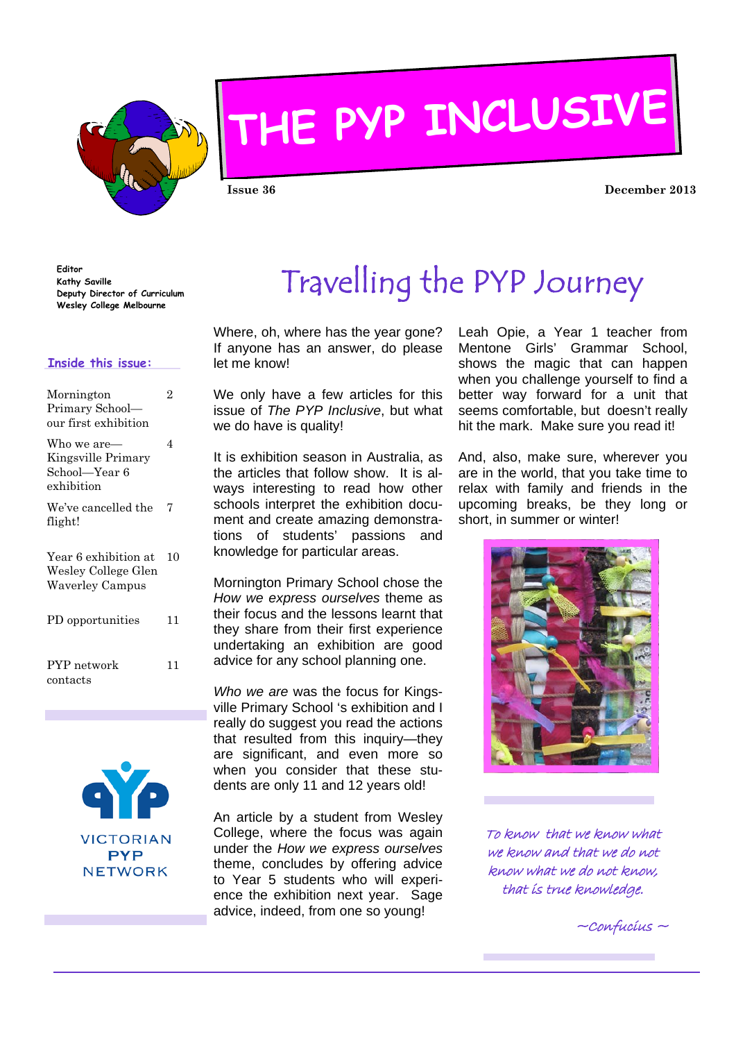# THE PYP INCLUSIVE

**Issue 36** **December 2013**

**Editor**
**Kathy Saville**
**Deputy Director of Curriculum**
**Wesley College Melbourne**

**Inside this issue:**

| | |
|---|---|
| Mornington Primary School—our first exhibition | 2 |
| Who we are—Kingsville Primary School—Year 6 exhibition | 4 |
| We've cancelled the flight! | 7 |
| Year 6 exhibition at Wesley College Glen Waverley Campus | 10 |
| PD opportunities | 11 |
| PYP network contacts | 11 |

VICTORIAN PYP NETWORK

## Travelling the PYP Journey

Where, oh, where has the year gone? If anyone has an answer, do please let me know!

We only have a few articles for this issue of *The PYP Inclusive*, but what we do have is quality!

It is exhibition season in Australia, as the articles that follow show. It is always interesting to read how other schools interpret the exhibition document and create amazing demonstrations of students' passions and knowledge for particular areas.

Mornington Primary School chose the *How we express ourselves* theme as their focus and the lessons learnt that they share from their first experience undertaking an exhibition are good advice for any school planning one.

*Who we are* was the focus for Kingsville Primary School 's exhibition and I really do suggest you read the actions that resulted from this inquiry—they are significant, and even more so when you consider that these students are only 11 and 12 years old!

An article by a student from Wesley College, where the focus was again under the *How we express ourselves* theme, concludes by offering advice to Year 5 students who will experience the exhibition next year. Sage advice, indeed, from one so young!

Leah Opie, a Year 1 teacher from Mentone Girls' Grammar School, shows the magic that can happen when you challenge yourself to find a better way forward for a unit that seems comfortable, but doesn't really hit the mark. Make sure you read it!

And, also, make sure, wherever you are in the world, that you take time to relax with family and friends in the upcoming breaks, be they long or short, in summer or winter!

*To know that we know what we know and that we do not know what we do not know, that is true knowledge.*

*~Confucius ~*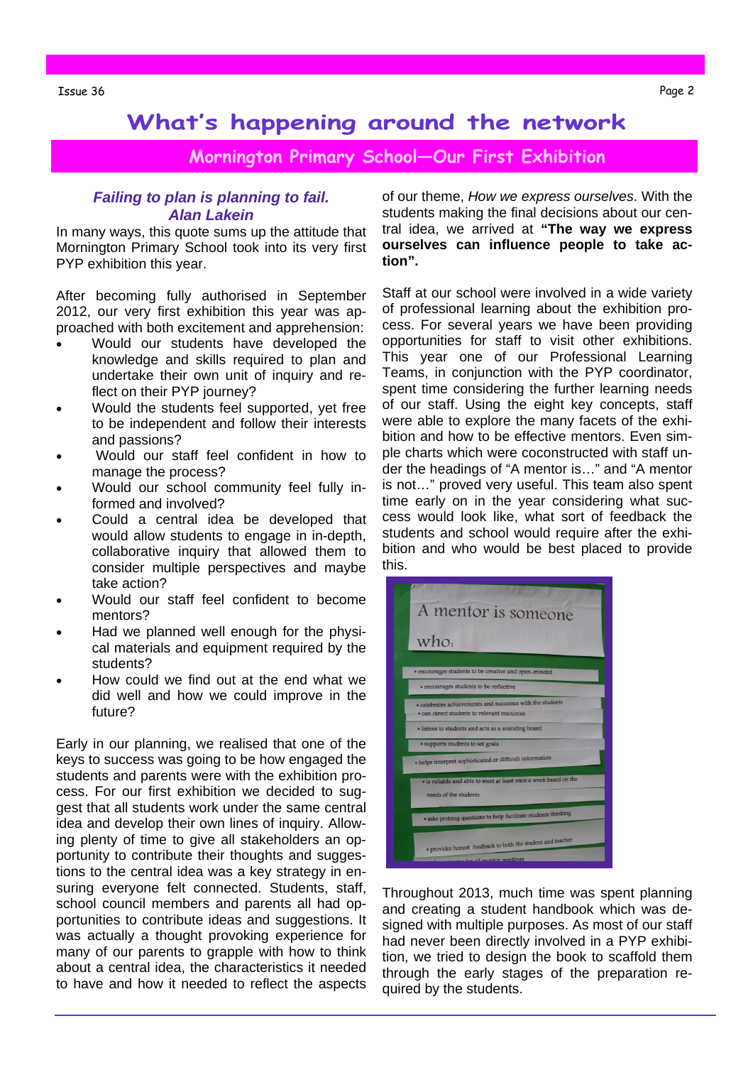# What's happening around the network

## Mornington Primary School—Our First Exhibition

***Failing to plan is planning to fail.***
***Alan Lakein***

In many ways, this quote sums up the attitude that Mornington Primary School took into its very first PYP exhibition this year.

After becoming fully authorised in September 2012, our very first exhibition this year was approached with both excitement and apprehension:

- Would our students have developed the knowledge and skills required to plan and undertake their own unit of inquiry and reflect on their PYP journey?
- Would the students feel supported, yet free to be independent and follow their interests and passions?
- Would our staff feel confident in how to manage the process?
- Would our school community feel fully informed and involved?
- Could a central idea be developed that would allow students to engage in in-depth, collaborative inquiry that allowed them to consider multiple perspectives and maybe take action?
- Would our staff feel confident to become mentors?
- Had we planned well enough for the physical materials and equipment required by the students?
- How could we find out at the end what we did well and how we could improve in the future?

Early in our planning, we realised that one of the keys to success was going to be how engaged the students and parents were with the exhibition process. For our first exhibition we decided to suggest that all students work under the same central idea and develop their own lines of inquiry. Allowing plenty of time to give all stakeholders an opportunity to contribute their thoughts and suggestions to the central idea was a key strategy in ensuring everyone felt connected. Students, staff, school council members and parents all had opportunities to contribute ideas and suggestions. It was actually a thought provoking experience for many of our parents to grapple with how to think about a central idea, the characteristics it needed to have and how it needed to reflect the aspects of our theme, *How we express ourselves*. With the students making the final decisions about our central idea, we arrived at **"The way we express ourselves can influence people to take action".**

Staff at our school were involved in a wide variety of professional learning about the exhibition process. For several years we have been providing opportunities for staff to visit other exhibitions. This year one of our Professional Learning Teams, in conjunction with the PYP coordinator, spent time considering the further learning needs of our staff. Using the eight key concepts, staff were able to explore the many facets of the exhibition and how to be effective mentors. Even simple charts which were coconstructed with staff under the headings of "A mentor is…" and "A mentor is not…" proved very useful. This team also spent time early on in the year considering what success would look like, what sort of feedback the students and school would require after the exhibition and who would be best placed to provide this.

Throughout 2013, much time was spent planning and creating a student handbook which was designed with multiple purposes. As most of our staff had never been directly involved in a PYP exhibition, we tried to design the book to scaffold them through the early stages of the preparation required by the students.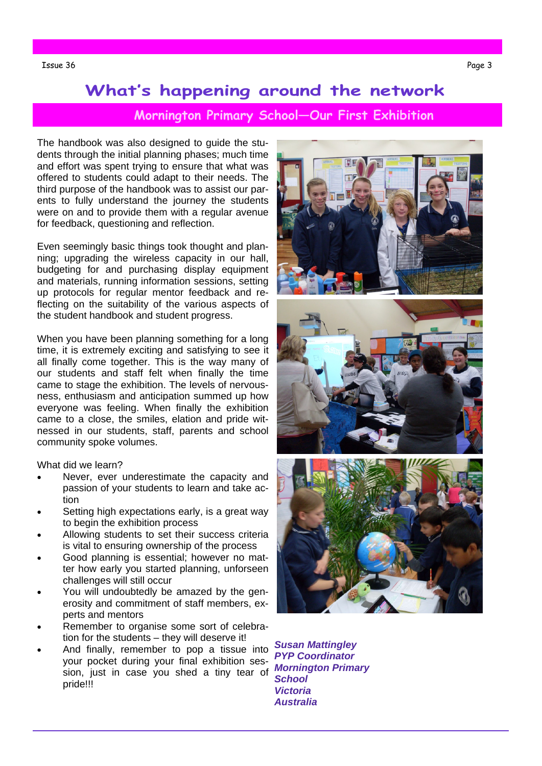# What's happening around the network

## Mornington Primary School—Our First Exhibition

The handbook was also designed to guide the students through the initial planning phases; much time and effort was spent trying to ensure that what was offered to students could adapt to their needs. The third purpose of the handbook was to assist our parents to fully understand the journey the students were on and to provide them with a regular avenue for feedback, questioning and reflection.

Even seemingly basic things took thought and planning; upgrading the wireless capacity in our hall, budgeting for and purchasing display equipment and materials, running information sessions, setting up protocols for regular mentor feedback and reflecting on the suitability of the various aspects of the student handbook and student progress.

When you have been planning something for a long time, it is extremely exciting and satisfying to see it all finally come together. This is the way many of our students and staff felt when finally the time came to stage the exhibition. The levels of nervousness, enthusiasm and anticipation summed up how everyone was feeling. When finally the exhibition came to a close, the smiles, elation and pride witnessed in our students, staff, parents and school community spoke volumes.

What did we learn?

- Never, ever underestimate the capacity and passion of your students to learn and take action
- Setting high expectations early, is a great way to begin the exhibition process
- Allowing students to set their success criteria is vital to ensuring ownership of the process
- Good planning is essential; however no matter how early you started planning, unforseen challenges will still occur
- You will undoubtedly be amazed by the generosity and commitment of staff members, experts and mentors
- Remember to organise some sort of celebration for the students – they will deserve it!
- And finally, remember to pop a tissue into your pocket during your final exhibition session, just in case you shed a tiny tear of pride!!!

***Susan Mattingley***
***PYP Coordinator***
***Mornington Primary School***
***Victoria***
***Australia***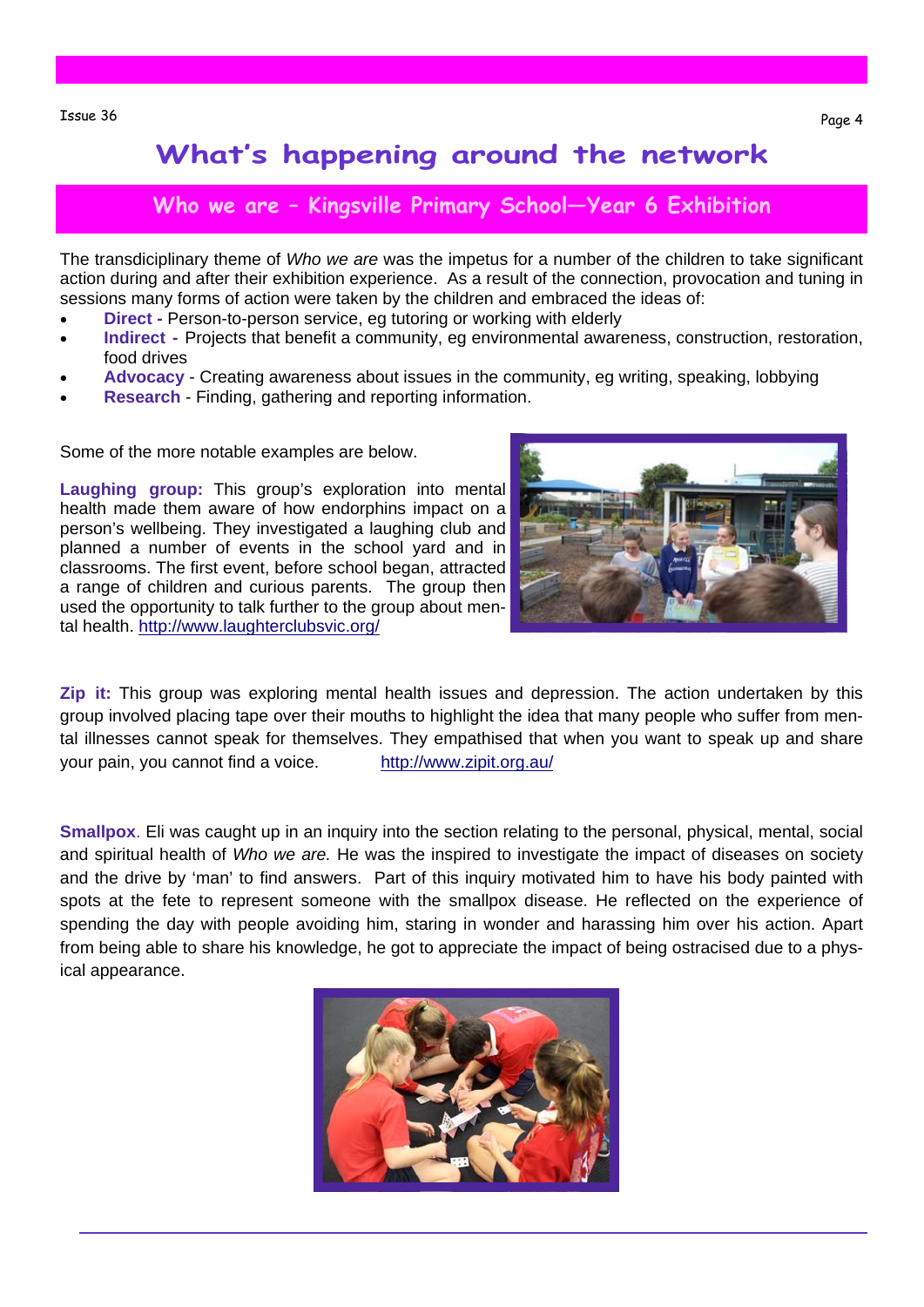# What's happening around the network

## Who we are – Kingsville Primary School—Year 6 Exhibition

The transdiciplinary theme of *Who we are* was the impetus for a number of the children to take significant action during and after their exhibition experience. As a result of the connection, provocation and tuning in sessions many forms of action were taken by the children and embraced the ideas of:

- **Direct -** Person-to-person service, eg tutoring or working with elderly
- **Indirect -** Projects that benefit a community, eg environmental awareness, construction, restoration, food drives
- **Advocacy** - Creating awareness about issues in the community, eg writing, speaking, lobbying
- **Research** - Finding, gathering and reporting information.

Some of the more notable examples are below.

**Laughing group:** This group's exploration into mental health made them aware of how endorphins impact on a person's wellbeing. They investigated a laughing club and planned a number of events in the school yard and in classrooms. The first event, before school began, attracted a range of children and curious parents. The group then used the opportunity to talk further to the group about mental health. http://www.laughterclubsvic.org/

**Zip it:** This group was exploring mental health issues and depression. The action undertaken by this group involved placing tape over their mouths to highlight the idea that many people who suffer from mental illnesses cannot speak for themselves. They empathised that when you want to speak up and share your pain, you cannot find a voice. http://www.zipit.org.au/

**Smallpox**. Eli was caught up in an inquiry into the section relating to the personal, physical, mental, social and spiritual health of *Who we are.* He was the inspired to investigate the impact of diseases on society and the drive by 'man' to find answers. Part of this inquiry motivated him to have his body painted with spots at the fete to represent someone with the smallpox disease. He reflected on the experience of spending the day with people avoiding him, staring in wonder and harassing him over his action. Apart from being able to share his knowledge, he got to appreciate the impact of being ostracised due to a physical appearance.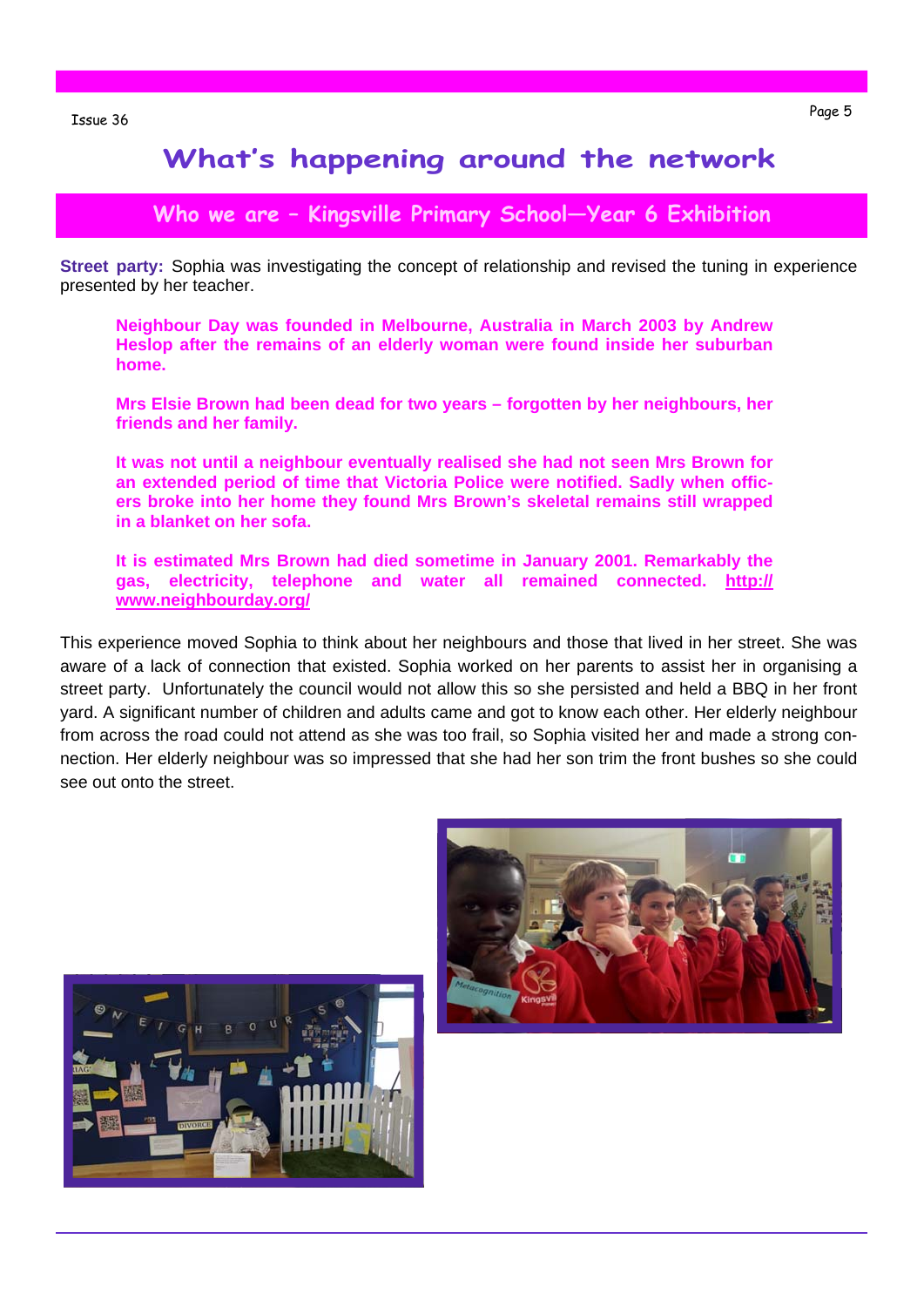# What's happening around the network

## Who we are – Kingsville Primary School—Year 6 Exhibition

**Street party:** Sophia was investigating the concept of relationship and revised the tuning in experience presented by her teacher.

> **Neighbour Day was founded in Melbourne, Australia in March 2003 by Andrew Heslop after the remains of an elderly woman were found inside her suburban home.**
>
> **Mrs Elsie Brown had been dead for two years – forgotten by her neighbours, her friends and her family.**
>
> **It was not until a neighbour eventually realised she had not seen Mrs Brown for an extended period of time that Victoria Police were notified. Sadly when officers broke into her home they found Mrs Brown's skeletal remains still wrapped in a blanket on her sofa.**
>
> **It is estimated Mrs Brown had died sometime in January 2001. Remarkably the gas, electricity, telephone and water all remained connected. http://www.neighbourday.org/**

This experience moved Sophia to think about her neighbours and those that lived in her street. She was aware of a lack of connection that existed. Sophia worked on her parents to assist her in organising a street party. Unfortunately the council would not allow this so she persisted and held a BBQ in her front yard. A significant number of children and adults came and got to know each other. Her elderly neighbour from across the road could not attend as she was too frail, so Sophia visited her and made a strong connection. Her elderly neighbour was so impressed that she had her son trim the front bushes so she could see out onto the street.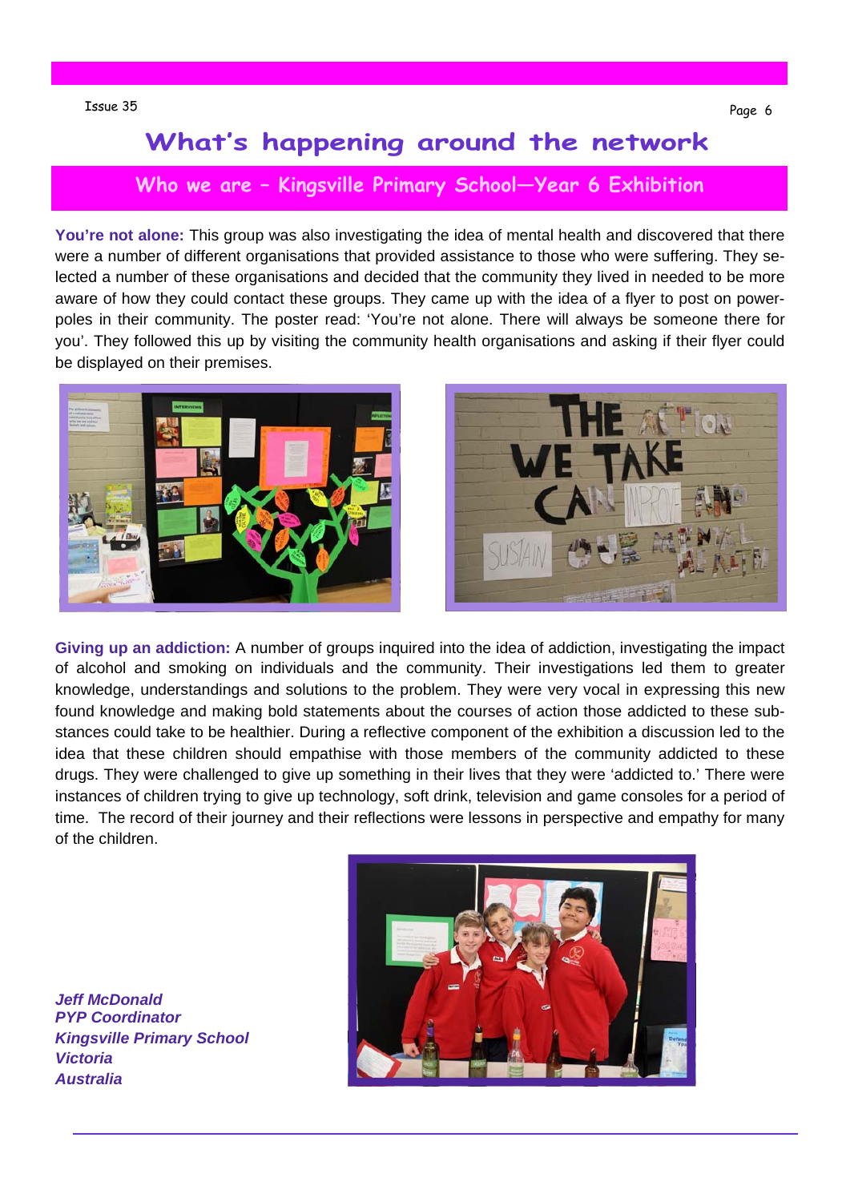# What's happening around the network

## Who we are – Kingsville Primary School—Year 6 Exhibition

**You're not alone:** This group was also investigating the idea of mental health and discovered that there were a number of different organisations that provided assistance to those who were suffering. They selected a number of these organisations and decided that the community they lived in needed to be more aware of how they could contact these groups. They came up with the idea of a flyer to post on power-poles in their community. The poster read: 'You're not alone. There will always be someone there for you'. They followed this up by visiting the community health organisations and asking if their flyer could be displayed on their premises.

**Giving up an addiction:** A number of groups inquired into the idea of addiction, investigating the impact of alcohol and smoking on individuals and the community. Their investigations led them to greater knowledge, understandings and solutions to the problem. They were very vocal in expressing this new found knowledge and making bold statements about the courses of action those addicted to these substances could take to be healthier. During a reflective component of the exhibition a discussion led to the idea that these children should empathise with those members of the community addicted to these drugs. They were challenged to give up something in their lives that they were 'addicted to.' There were instances of children trying to give up technology, soft drink, television and game consoles for a period of time. The record of their journey and their reflections were lessons in perspective and empathy for many of the children.

***Jeff McDonald***
***PYP Coordinator***
***Kingsville Primary School***
***Victoria***
***Australia***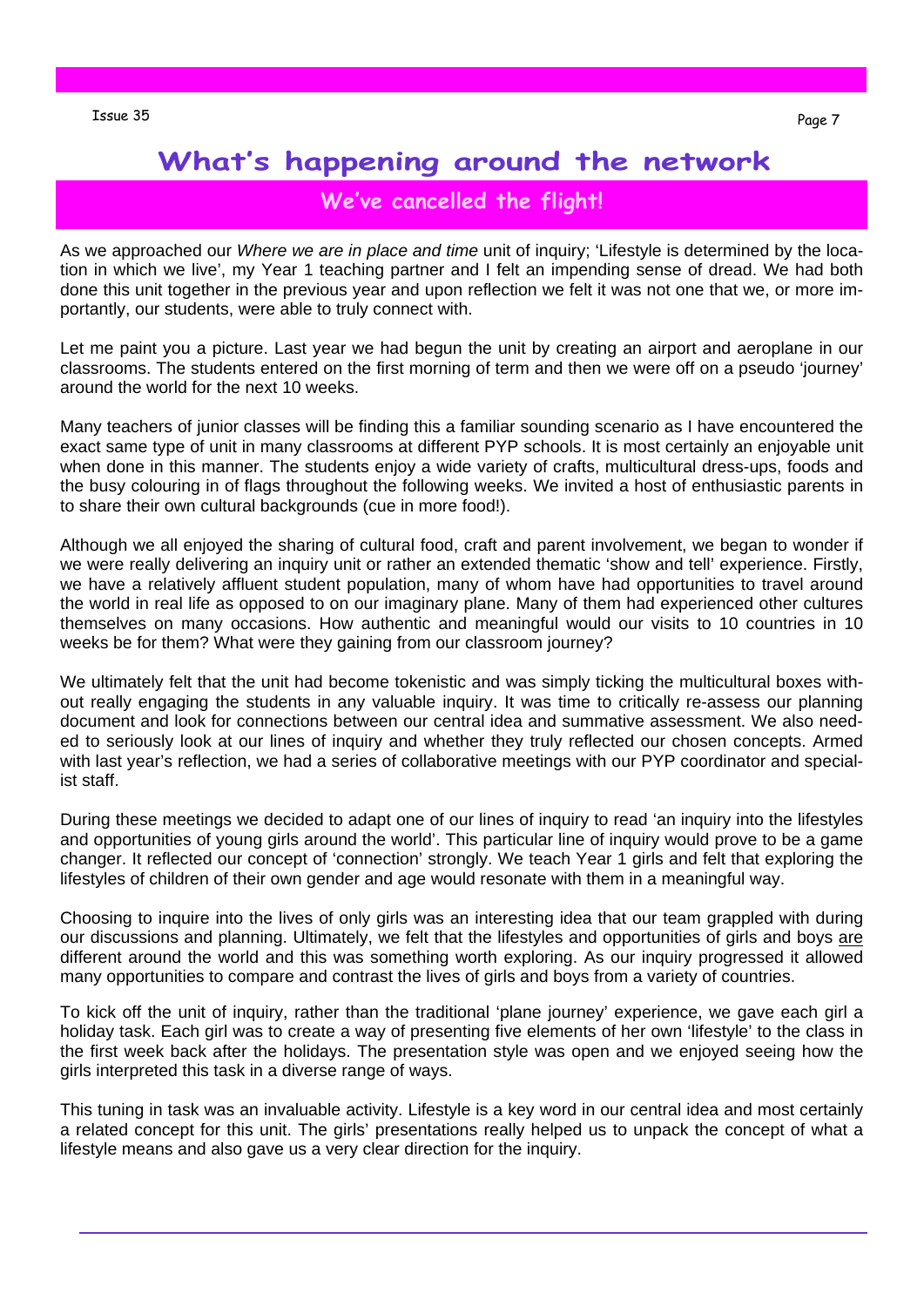# What's happening around the network

## We've cancelled the flight!

As we approached our *Where we are in place and time* unit of inquiry; 'Lifestyle is determined by the location in which we live', my Year 1 teaching partner and I felt an impending sense of dread. We had both done this unit together in the previous year and upon reflection we felt it was not one that we, or more importantly, our students, were able to truly connect with.

Let me paint you a picture. Last year we had begun the unit by creating an airport and aeroplane in our classrooms. The students entered on the first morning of term and then we were off on a pseudo 'journey' around the world for the next 10 weeks.

Many teachers of junior classes will be finding this a familiar sounding scenario as I have encountered the exact same type of unit in many classrooms at different PYP schools. It is most certainly an enjoyable unit when done in this manner. The students enjoy a wide variety of crafts, multicultural dress-ups, foods and the busy colouring in of flags throughout the following weeks. We invited a host of enthusiastic parents in to share their own cultural backgrounds (cue in more food!).

Although we all enjoyed the sharing of cultural food, craft and parent involvement, we began to wonder if we were really delivering an inquiry unit or rather an extended thematic 'show and tell' experience. Firstly, we have a relatively affluent student population, many of whom have had opportunities to travel around the world in real life as opposed to on our imaginary plane. Many of them had experienced other cultures themselves on many occasions. How authentic and meaningful would our visits to 10 countries in 10 weeks be for them? What were they gaining from our classroom journey?

We ultimately felt that the unit had become tokenistic and was simply ticking the multicultural boxes without really engaging the students in any valuable inquiry. It was time to critically re-assess our planning document and look for connections between our central idea and summative assessment. We also needed to seriously look at our lines of inquiry and whether they truly reflected our chosen concepts. Armed with last year's reflection, we had a series of collaborative meetings with our PYP coordinator and specialist staff.

During these meetings we decided to adapt one of our lines of inquiry to read 'an inquiry into the lifestyles and opportunities of young girls around the world'. This particular line of inquiry would prove to be a game changer. It reflected our concept of 'connection' strongly. We teach Year 1 girls and felt that exploring the lifestyles of children of their own gender and age would resonate with them in a meaningful way.

Choosing to inquire into the lives of only girls was an interesting idea that our team grappled with during our discussions and planning. Ultimately, we felt that the lifestyles and opportunities of girls and boys <u>are</u> different around the world and this was something worth exploring. As our inquiry progressed it allowed many opportunities to compare and contrast the lives of girls and boys from a variety of countries.

To kick off the unit of inquiry, rather than the traditional 'plane journey' experience, we gave each girl a holiday task. Each girl was to create a way of presenting five elements of her own 'lifestyle' to the class in the first week back after the holidays. The presentation style was open and we enjoyed seeing how the girls interpreted this task in a diverse range of ways.

This tuning in task was an invaluable activity. Lifestyle is a key word in our central idea and most certainly a related concept for this unit. The girls' presentations really helped us to unpack the concept of what a lifestyle means and also gave us a very clear direction for the inquiry.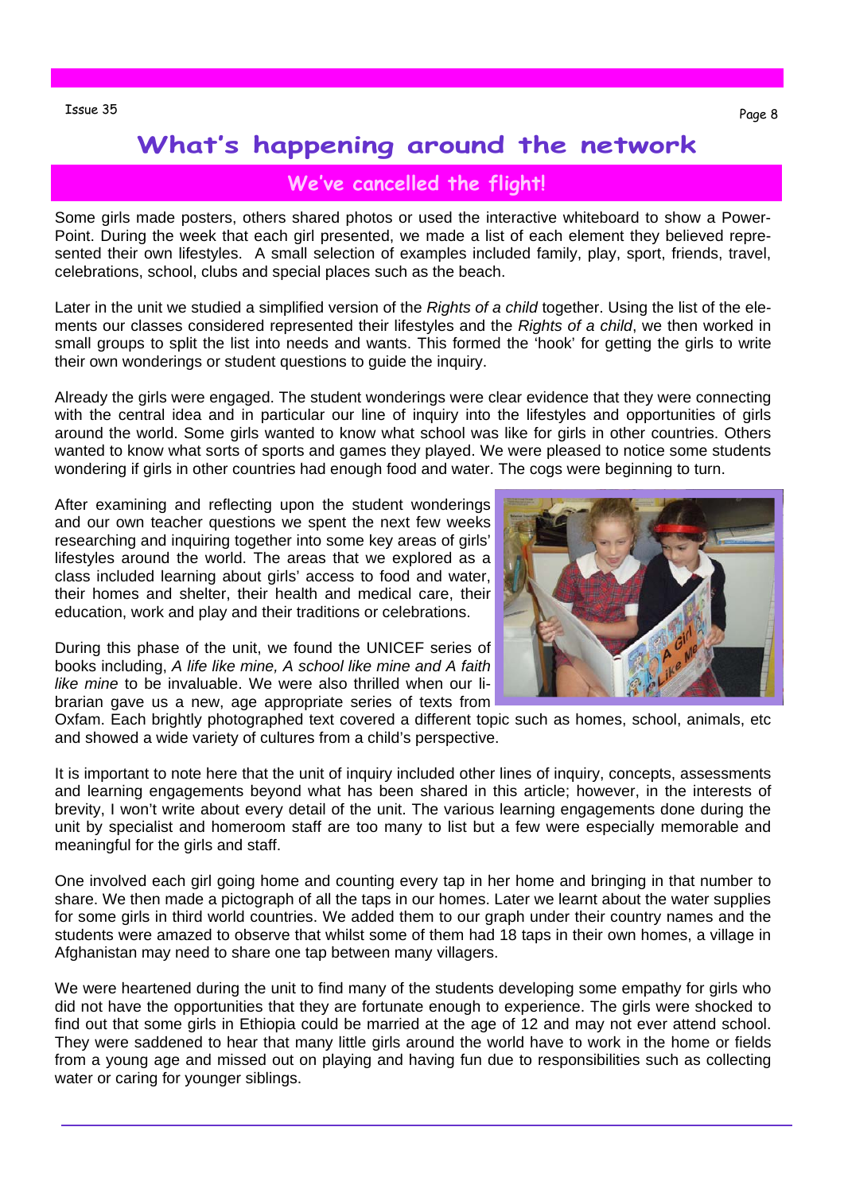# What's happening around the network

## We've cancelled the flight!

Some girls made posters, others shared photos or used the interactive whiteboard to show a PowerPoint. During the week that each girl presented, we made a list of each element they believed represented their own lifestyles. A small selection of examples included family, play, sport, friends, travel, celebrations, school, clubs and special places such as the beach.

Later in the unit we studied a simplified version of the *Rights of a child* together. Using the list of the elements our classes considered represented their lifestyles and the *Rights of a child*, we then worked in small groups to split the list into needs and wants. This formed the 'hook' for getting the girls to write their own wonderings or student questions to guide the inquiry.

Already the girls were engaged. The student wonderings were clear evidence that they were connecting with the central idea and in particular our line of inquiry into the lifestyles and opportunities of girls around the world. Some girls wanted to know what school was like for girls in other countries. Others wanted to know what sorts of sports and games they played. We were pleased to notice some students wondering if girls in other countries had enough food and water. The cogs were beginning to turn.

After examining and reflecting upon the student wonderings and our own teacher questions we spent the next few weeks researching and inquiring together into some key areas of girls' lifestyles around the world. The areas that we explored as a class included learning about girls' access to food and water, their homes and shelter, their health and medical care, their education, work and play and their traditions or celebrations.

During this phase of the unit, we found the UNICEF series of books including, *A life like mine, A school like mine and A faith like mine* to be invaluable. We were also thrilled when our librarian gave us a new, age appropriate series of texts from Oxfam. Each brightly photographed text covered a different topic such as homes, school, animals, etc and showed a wide variety of cultures from a child's perspective.

It is important to note here that the unit of inquiry included other lines of inquiry, concepts, assessments and learning engagements beyond what has been shared in this article; however, in the interests of brevity, I won't write about every detail of the unit. The various learning engagements done during the unit by specialist and homeroom staff are too many to list but a few were especially memorable and meaningful for the girls and staff.

One involved each girl going home and counting every tap in her home and bringing in that number to share. We then made a pictograph of all the taps in our homes. Later we learnt about the water supplies for some girls in third world countries. We added them to our graph under their country names and the students were amazed to observe that whilst some of them had 18 taps in their own homes, a village in Afghanistan may need to share one tap between many villagers.

We were heartened during the unit to find many of the students developing some empathy for girls who did not have the opportunities that they are fortunate enough to experience. The girls were shocked to find out that some girls in Ethiopia could be married at the age of 12 and may not ever attend school. They were saddened to hear that many little girls around the world have to work in the home or fields from a young age and missed out on playing and having fun due to responsibilities such as collecting water or caring for younger siblings.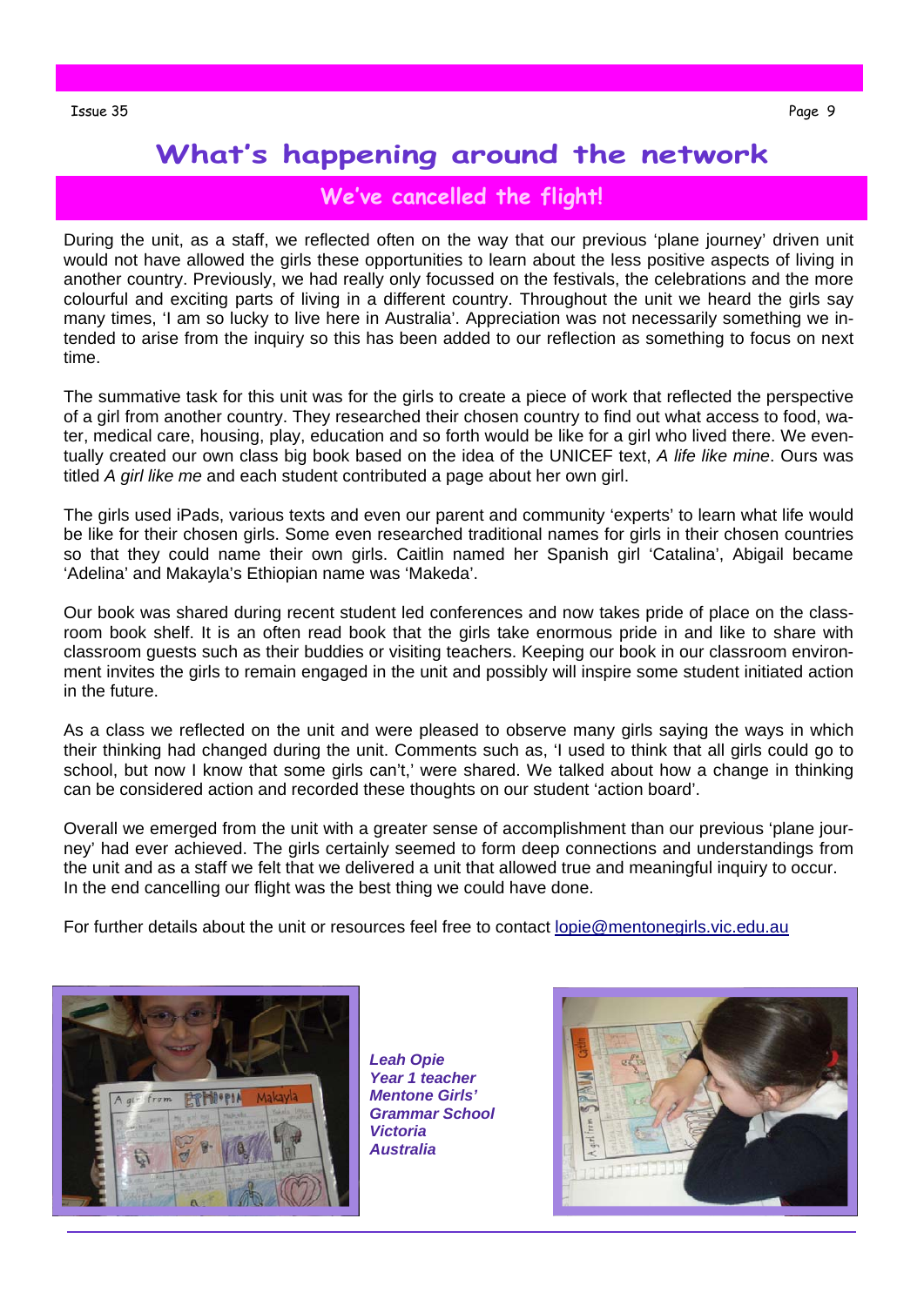# What's happening around the network

## We've cancelled the flight!

During the unit, as a staff, we reflected often on the way that our previous 'plane journey' driven unit would not have allowed the girls these opportunities to learn about the less positive aspects of living in another country. Previously, we had really only focussed on the festivals, the celebrations and the more colourful and exciting parts of living in a different country. Throughout the unit we heard the girls say many times, 'I am so lucky to live here in Australia'. Appreciation was not necessarily something we intended to arise from the inquiry so this has been added to our reflection as something to focus on next time.

The summative task for this unit was for the girls to create a piece of work that reflected the perspective of a girl from another country. They researched their chosen country to find out what access to food, water, medical care, housing, play, education and so forth would be like for a girl who lived there. We eventually created our own class big book based on the idea of the UNICEF text, *A life like mine*. Ours was titled *A girl like me* and each student contributed a page about her own girl.

The girls used iPads, various texts and even our parent and community 'experts' to learn what life would be like for their chosen girls. Some even researched traditional names for girls in their chosen countries so that they could name their own girls. Caitlin named her Spanish girl 'Catalina', Abigail became 'Adelina' and Makayla's Ethiopian name was 'Makeda'.

Our book was shared during recent student led conferences and now takes pride of place on the classroom book shelf. It is an often read book that the girls take enormous pride in and like to share with classroom guests such as their buddies or visiting teachers. Keeping our book in our classroom environment invites the girls to remain engaged in the unit and possibly will inspire some student initiated action in the future.

As a class we reflected on the unit and were pleased to observe many girls saying the ways in which their thinking had changed during the unit. Comments such as, 'I used to think that all girls could go to school, but now I know that some girls can't,' were shared. We talked about how a change in thinking can be considered action and recorded these thoughts on our student 'action board'.

Overall we emerged from the unit with a greater sense of accomplishment than our previous 'plane journey' had ever achieved. The girls certainly seemed to form deep connections and understandings from the unit and as a staff we felt that we delivered a unit that allowed true and meaningful inquiry to occur. In the end cancelling our flight was the best thing we could have done.

For further details about the unit or resources feel free to contact lopie@mentonegirls.vic.edu.au

***Leah Opie***
***Year 1 teacher***
***Mentone Girls' Grammar School***
***Victoria***
***Australia***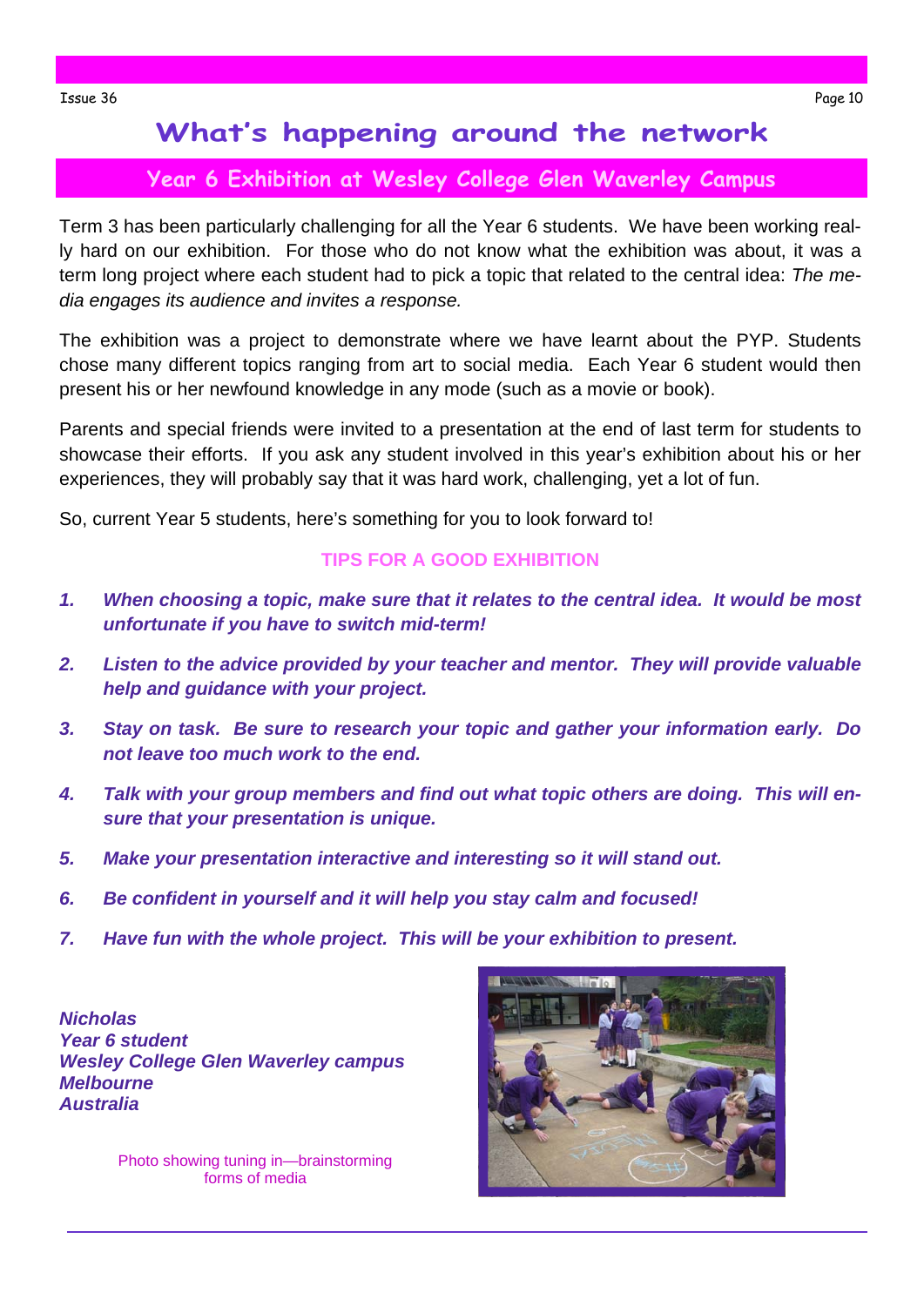# What's happening around the network

## Year 6 Exhibition at Wesley College Glen Waverley Campus

Term 3 has been particularly challenging for all the Year 6 students. We have been working really hard on our exhibition. For those who do not know what the exhibition was about, it was a term long project where each student had to pick a topic that related to the central idea: *The media engages its audience and invites a response.*

The exhibition was a project to demonstrate where we have learnt about the PYP. Students chose many different topics ranging from art to social media. Each Year 6 student would then present his or her newfound knowledge in any mode (such as a movie or book).

Parents and special friends were invited to a presentation at the end of last term for students to showcase their efforts. If you ask any student involved in this year's exhibition about his or her experiences, they will probably say that it was hard work, challenging, yet a lot of fun.

So, current Year 5 students, here's something for you to look forward to!

**TIPS FOR A GOOD EXHIBITION**

1. ***When choosing a topic, make sure that it relates to the central idea. It would be most unfortunate if you have to switch mid-term!***
2. ***Listen to the advice provided by your teacher and mentor. They will provide valuable help and guidance with your project.***
3. ***Stay on task. Be sure to research your topic and gather your information early. Do not leave too much work to the end.***
4. ***Talk with your group members and find out what topic others are doing. This will ensure that your presentation is unique.***
5. ***Make your presentation interactive and interesting so it will stand out.***
6. ***Be confident in yourself and it will help you stay calm and focused!***
7. ***Have fun with the whole project. This will be your exhibition to present.***

***Nicholas***
***Year 6 student***
***Wesley College Glen Waverley campus***
***Melbourne***
***Australia***

Photo showing tuning in—brainstorming forms of media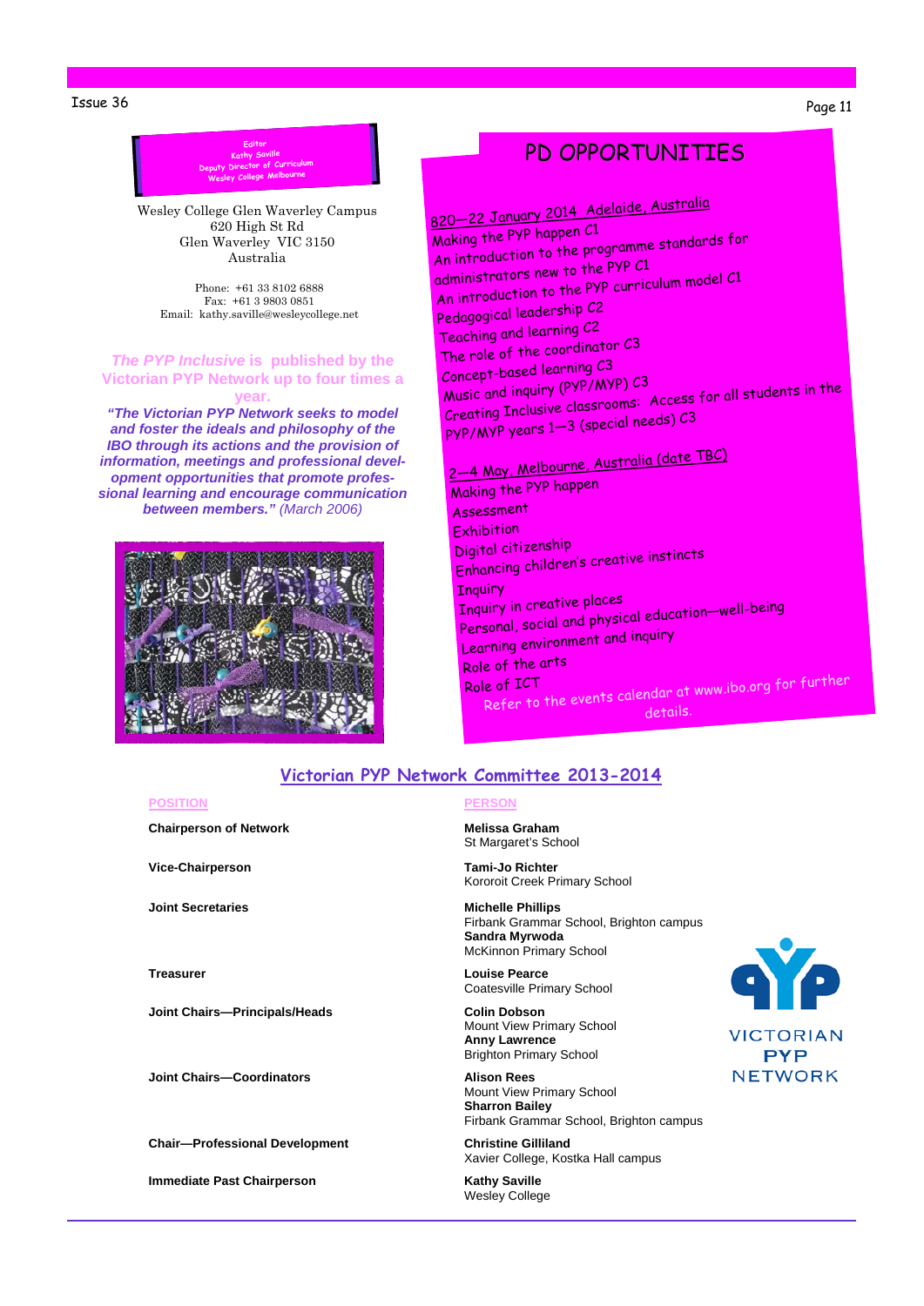Editor
Kathy Saville
Deputy Director of Curriculum
Wesley College Melbourne

Wesley College Glen Waverley Campus
620 High St Rd
Glen Waverley VIC 3150
Australia

Phone: +61 33 8102 6888
Fax: +61 3 9803 0851
Email: kathy.saville@wesleycollege.net

***The PYP Inclusive* is published by the Victorian PYP Network up to four times a year.**

***"The Victorian PYP Network seeks to model and foster the ideals and philosophy of the IBO through its actions and the provision of information, meetings and professional development opportunities that promote professional learning and encourage communication between members."*** *(March 2006)*

# PD OPPORTUNITIES

**820—22 January 2014 Adelaide, Australia**

- Making the PYP happen C1
- An introduction to the programme standards for administrators new to the PYP C1
- An introduction to the PYP curriculum model C1
- Pedagogical leadership C2
- Teaching and learning C2
- The role of the coordinator C3
- Concept-based learning C3
- Music and inquiry (PYP/MYP) C3
- Creating Inclusive classrooms: Access for all students in the PYP/MYP years 1—3 (special needs) C3

**2—4 May, Melbourne, Australia (date TBC)**

- Making the PYP happen
- Assessment
- Exhibition
- Digital citizenship
- Enhancing children's creative instincts
- Inquiry
- Inquiry in creative places
- Personal, social and physical education—well-being
- Learning environment and inquiry
- Role of the arts
- Role of ICT

Refer to the events calendar at www.ibo.org for further details.

## Victorian PYP Network Committee 2013-2014

| POSITION | PERSON |
| --- | --- |
| **Chairperson of Network** | **Melissa Graham**<br>St Margaret's School |
| **Vice-Chairperson** | **Tami-Jo Richter**<br>Kororoit Creek Primary School |
| **Joint Secretaries** | **Michelle Phillips**<br>Firbank Grammar School, Brighton campus<br>**Sandra Myrwoda**<br>McKinnon Primary School |
| **Treasurer** | **Louise Pearce**<br>Coatesville Primary School |
| **Joint Chairs—Principals/Heads** | **Colin Dobson**<br>Mount View Primary School<br>**Anny Lawrence**<br>Brighton Primary School |
| **Joint Chairs—Coordinators** | **Alison Rees**<br>Mount View Primary School<br>**Sharron Bailey**<br>Firbank Grammar School, Brighton campus |
| **Chair—Professional Development** | **Christine Gilliland**<br>Xavier College, Kostka Hall campus |
| **Immediate Past Chairperson** | **Kathy Saville**<br>Wesley College |

VICTORIAN PYP NETWORK